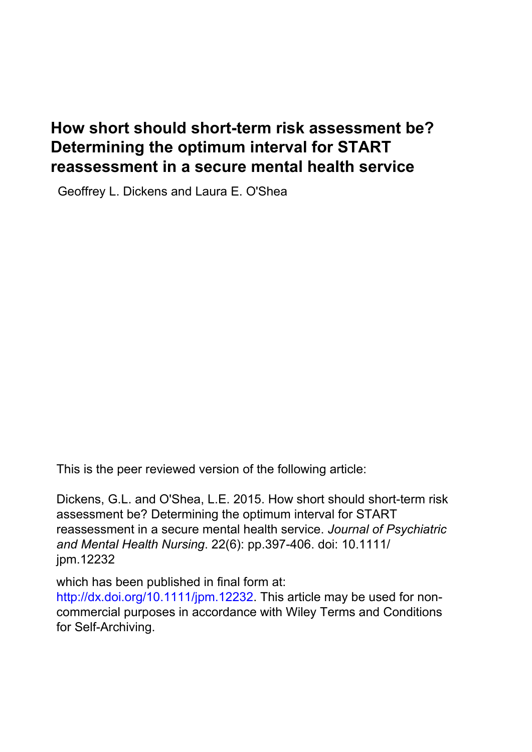# How short should short-term risk assessment be? Determining the optimum interval for START reassessment in a secure mental health service

Geoffrey L. Dickens and Laura E. O'Shea

This is the peer reviewed version of the following article:

Dickens, G.L. and O'Shea, L.E. 2015. How short should short-term risk assessment be? Determining the optimum interval for START reassessment in a secure mental health service. *Journal of Psychiatric and Mental Health Nursing*. 22(6): pp.397-406. doi: 10.1111/jpm.12232

which has been published in final form at: http://dx.doi.org/10.1111/jpm.12232. This article may be used for non-commercial purposes in accordance with Wiley Terms and Conditions for Self-Archiving.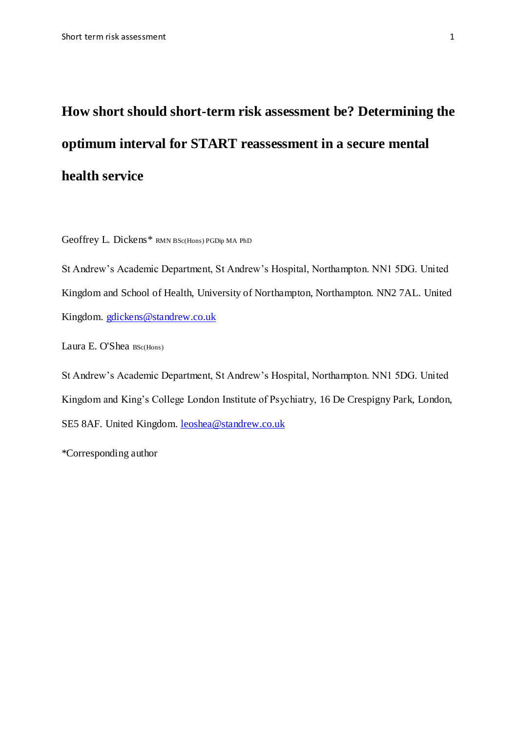# How short should short-term risk assessment be? Determining the optimum interval for START reassessment in a secure mental health service

Geoffrey L. Dickens* RMN BSc(Hons) PGDip MA PhD

St Andrew's Academic Department, St Andrew's Hospital, Northampton. NN1 5DG. United Kingdom and School of Health, University of Northampton, Northampton. NN2 7AL. United Kingdom. gdickens@standrew.co.uk

Laura E. O'Shea BSc(Hons)

St Andrew's Academic Department, St Andrew's Hospital, Northampton. NN1 5DG. United Kingdom and King's College London Institute of Psychiatry, 16 De Crespigny Park, London, SE5 8AF. United Kingdom. leoshea@standrew.co.uk

*Corresponding author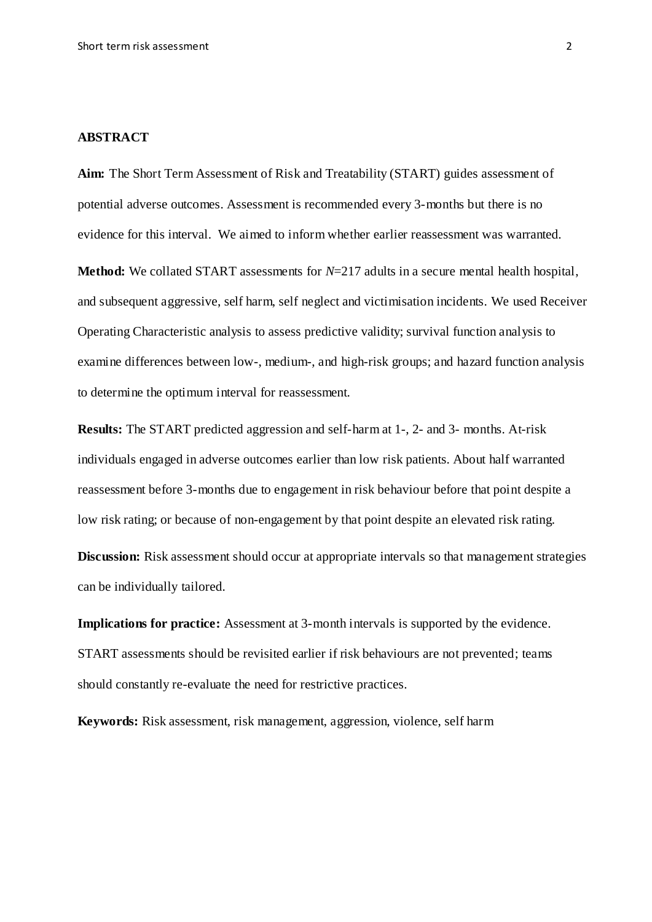## ABSTRACT

**Aim:** The Short Term Assessment of Risk and Treatability (START) guides assessment of potential adverse outcomes. Assessment is recommended every 3-months but there is no evidence for this interval. We aimed to inform whether earlier reassessment was warranted.

**Method:** We collated START assessments for $N$=217 adults in a secure mental health hospital, and subsequent aggressive, self harm, self neglect and victimisation incidents. We used Receiver Operating Characteristic analysis to assess predictive validity; survival function analysis to examine differences between low-, medium-, and high-risk groups; and hazard function analysis to determine the optimum interval for reassessment.

**Results:** The START predicted aggression and self-harm at 1-, 2- and 3- months. At-risk individuals engaged in adverse outcomes earlier than low risk patients. About half warranted reassessment before 3-months due to engagement in risk behaviour before that point despite a low risk rating; or because of non-engagement by that point despite an elevated risk rating.

**Discussion:** Risk assessment should occur at appropriate intervals so that management strategies can be individually tailored.

**Implications for practice:** Assessment at 3-month intervals is supported by the evidence. START assessments should be revisited earlier if risk behaviours are not prevented; teams should constantly re-evaluate the need for restrictive practices.

**Keywords:** Risk assessment, risk management, aggression, violence, self harm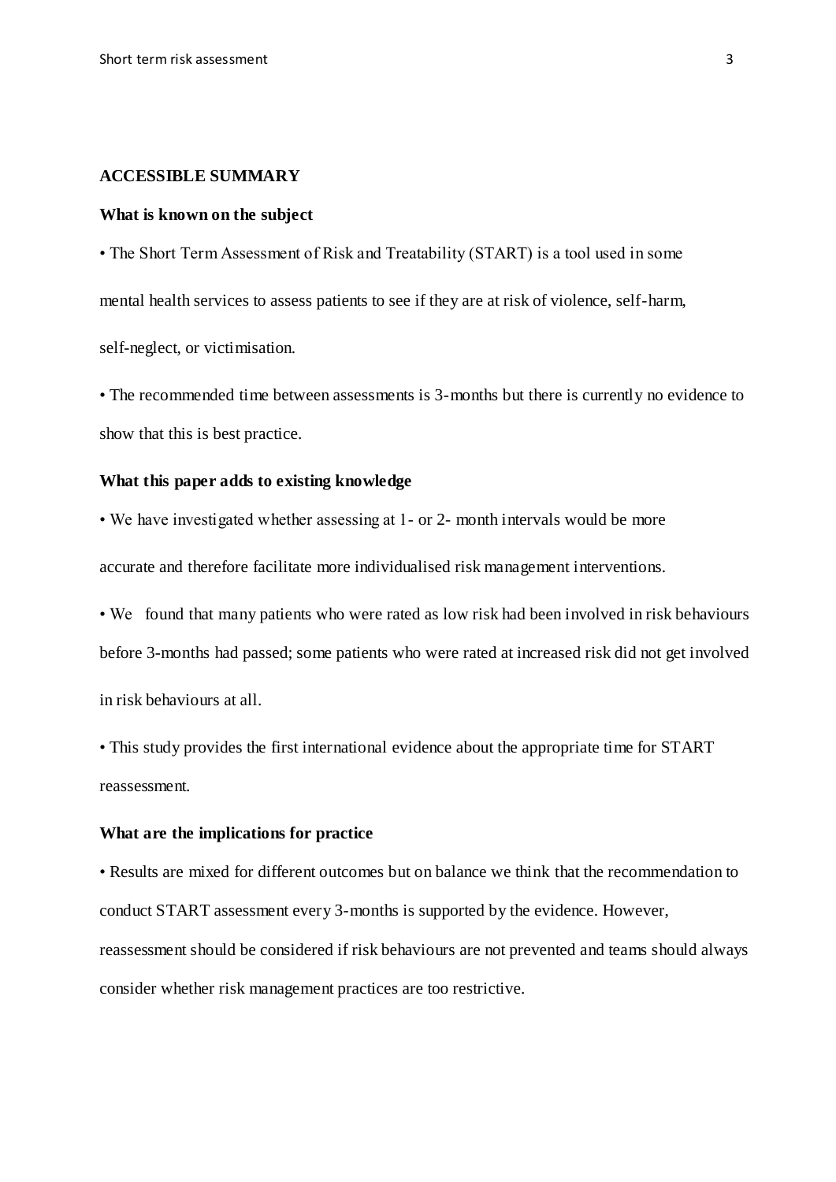## ACCESSIBLE SUMMARY

### What is known on the subject

- The Short Term Assessment of Risk and Treatability (START) is a tool used in some mental health services to assess patients to see if they are at risk of violence, self-harm, self-neglect, or victimisation.
- The recommended time between assessments is 3-months but there is currently no evidence to show that this is best practice.

### What this paper adds to existing knowledge

- We have investigated whether assessing at 1- or 2- month intervals would be more accurate and therefore facilitate more individualised risk management interventions.
- We found that many patients who were rated as low risk had been involved in risk behaviours before 3-months had passed; some patients who were rated at increased risk did not get involved in risk behaviours at all.
- This study provides the first international evidence about the appropriate time for START reassessment.

### What are the implications for practice

- Results are mixed for different outcomes but on balance we think that the recommendation to conduct START assessment every 3-months is supported by the evidence. However, reassessment should be considered if risk behaviours are not prevented and teams should always consider whether risk management practices are too restrictive.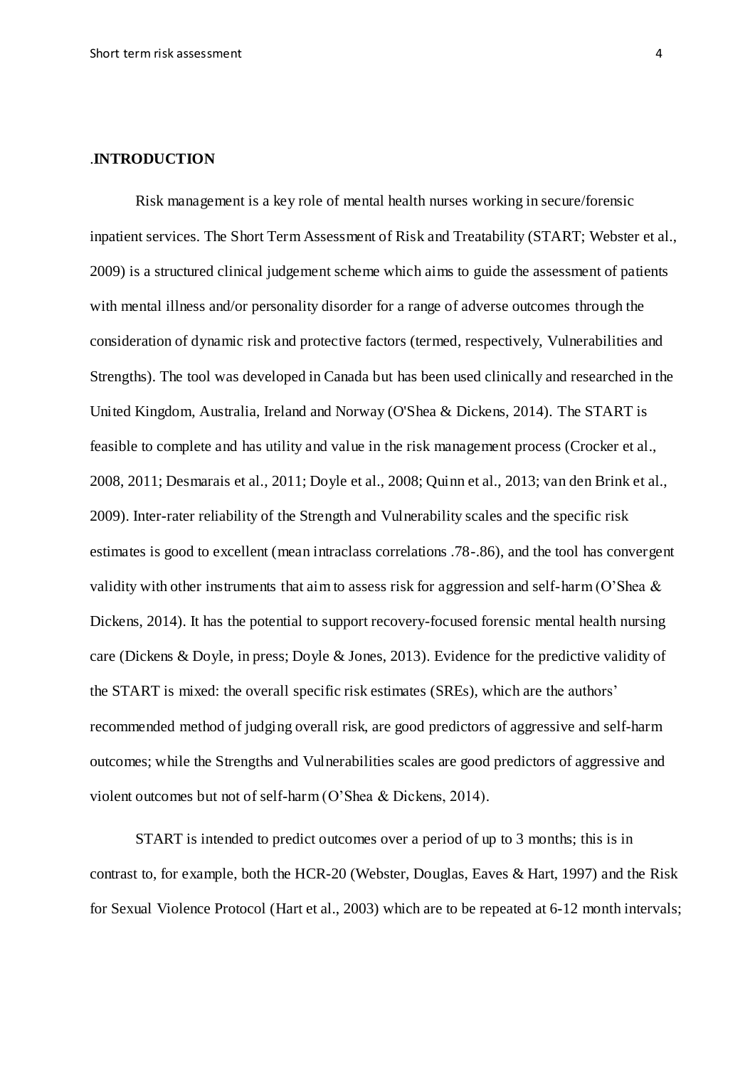# .INTRODUCTION

Risk management is a key role of mental health nurses working in secure/forensic inpatient services. The Short Term Assessment of Risk and Treatability (START; Webster et al., 2009) is a structured clinical judgement scheme which aims to guide the assessment of patients with mental illness and/or personality disorder for a range of adverse outcomes through the consideration of dynamic risk and protective factors (termed, respectively, Vulnerabilities and Strengths). The tool was developed in Canada but has been used clinically and researched in the United Kingdom, Australia, Ireland and Norway (O'Shea & Dickens, 2014). The START is feasible to complete and has utility and value in the risk management process (Crocker et al., 2008, 2011; Desmarais et al., 2011; Doyle et al., 2008; Quinn et al., 2013; van den Brink et al., 2009). Inter-rater reliability of the Strength and Vulnerability scales and the specific risk estimates is good to excellent (mean intraclass correlations .78-.86), and the tool has convergent validity with other instruments that aim to assess risk for aggression and self-harm (O'Shea & Dickens, 2014). It has the potential to support recovery-focused forensic mental health nursing care (Dickens & Doyle, in press; Doyle & Jones, 2013). Evidence for the predictive validity of the START is mixed: the overall specific risk estimates (SREs), which are the authors' recommended method of judging overall risk, are good predictors of aggressive and self-harm outcomes; while the Strengths and Vulnerabilities scales are good predictors of aggressive and violent outcomes but not of self-harm (O'Shea & Dickens, 2014).

START is intended to predict outcomes over a period of up to 3 months; this is in contrast to, for example, both the HCR-20 (Webster, Douglas, Eaves & Hart, 1997) and the Risk for Sexual Violence Protocol (Hart et al., 2003) which are to be repeated at 6-12 month intervals;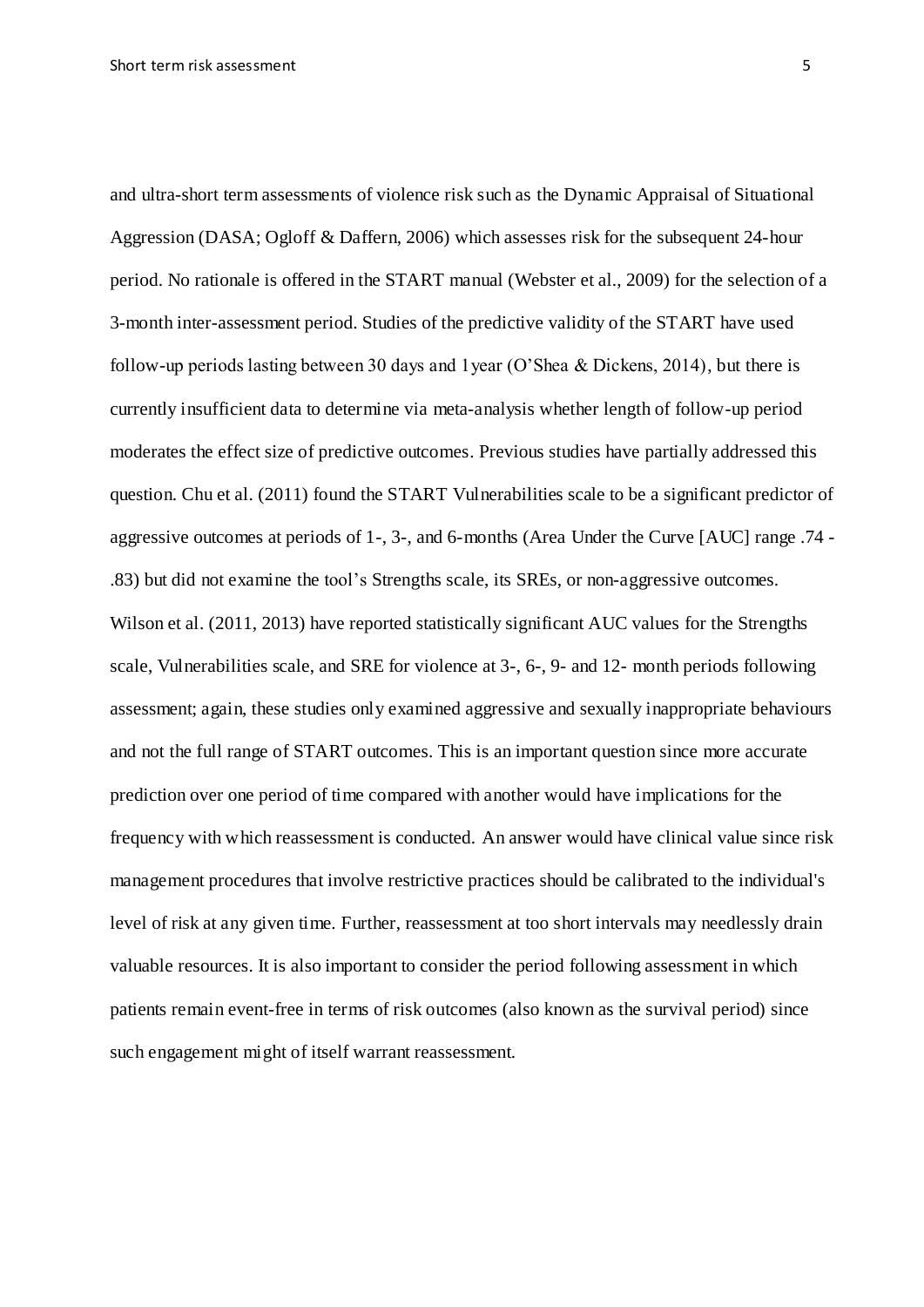and ultra-short term assessments of violence risk such as the Dynamic Appraisal of Situational Aggression (DASA; Ogloff & Daffern, 2006) which assesses risk for the subsequent 24-hour period. No rationale is offered in the START manual (Webster et al., 2009) for the selection of a 3-month inter-assessment period. Studies of the predictive validity of the START have used follow-up periods lasting between 30 days and 1year (O'Shea & Dickens, 2014), but there is currently insufficient data to determine via meta-analysis whether length of follow-up period moderates the effect size of predictive outcomes. Previous studies have partially addressed this question. Chu et al. (2011) found the START Vulnerabilities scale to be a significant predictor of aggressive outcomes at periods of 1-, 3-, and 6-months (Area Under the Curve [AUC] range .74 - .83) but did not examine the tool's Strengths scale, its SREs, or non-aggressive outcomes. Wilson et al. (2011, 2013) have reported statistically significant AUC values for the Strengths scale, Vulnerabilities scale, and SRE for violence at 3-, 6-, 9- and 12- month periods following assessment; again, these studies only examined aggressive and sexually inappropriate behaviours and not the full range of START outcomes. This is an important question since more accurate prediction over one period of time compared with another would have implications for the frequency with which reassessment is conducted. An answer would have clinical value since risk management procedures that involve restrictive practices should be calibrated to the individual's level of risk at any given time. Further, reassessment at too short intervals may needlessly drain valuable resources. It is also important to consider the period following assessment in which patients remain event-free in terms of risk outcomes (also known as the survival period) since such engagement might of itself warrant reassessment.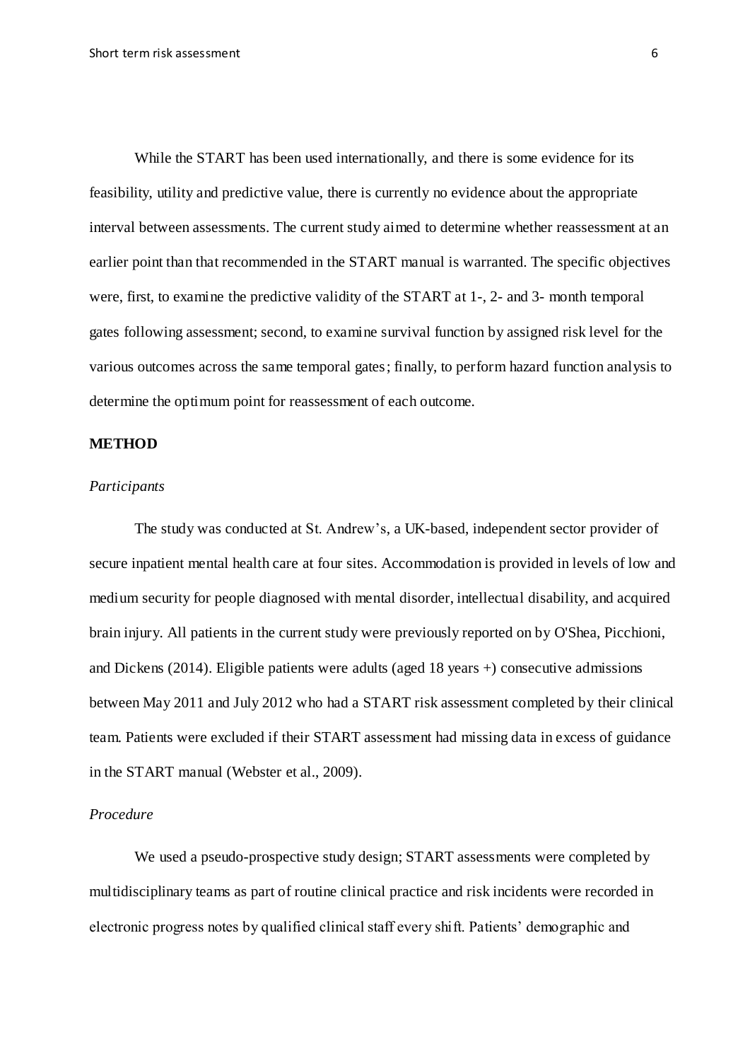While the START has been used internationally, and there is some evidence for its feasibility, utility and predictive value, there is currently no evidence about the appropriate interval between assessments. The current study aimed to determine whether reassessment at an earlier point than that recommended in the START manual is warranted. The specific objectives were, first, to examine the predictive validity of the START at 1-, 2- and 3- month temporal gates following assessment; second, to examine survival function by assigned risk level for the various outcomes across the same temporal gates; finally, to perform hazard function analysis to determine the optimum point for reassessment of each outcome.

## METHOD

### *Participants*

The study was conducted at St. Andrew's, a UK-based, independent sector provider of secure inpatient mental health care at four sites. Accommodation is provided in levels of low and medium security for people diagnosed with mental disorder, intellectual disability, and acquired brain injury. All patients in the current study were previously reported on by O'Shea, Picchioni, and Dickens (2014). Eligible patients were adults (aged 18 years +) consecutive admissions between May 2011 and July 2012 who had a START risk assessment completed by their clinical team. Patients were excluded if their START assessment had missing data in excess of guidance in the START manual (Webster et al., 2009).

### *Procedure*

We used a pseudo-prospective study design; START assessments were completed by multidisciplinary teams as part of routine clinical practice and risk incidents were recorded in electronic progress notes by qualified clinical staff every shift. Patients' demographic and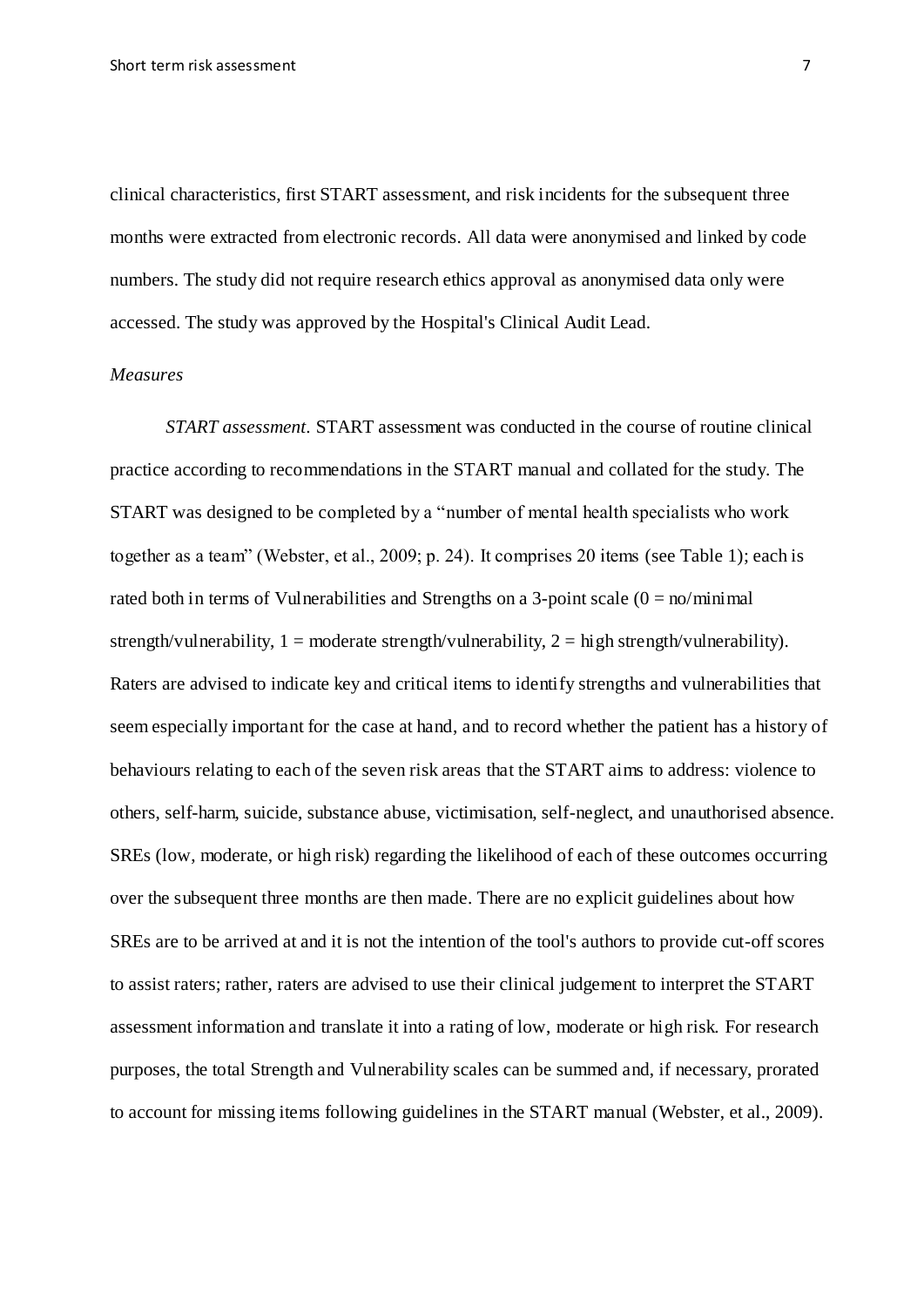clinical characteristics, first START assessment, and risk incidents for the subsequent three months were extracted from electronic records. All data were anonymised and linked by code numbers. The study did not require research ethics approval as anonymised data only were accessed. The study was approved by the Hospital's Clinical Audit Lead.

*Measures*

*START assessment*. START assessment was conducted in the course of routine clinical practice according to recommendations in the START manual and collated for the study. The START was designed to be completed by a "number of mental health specialists who work together as a team" (Webster, et al., 2009; p. 24). It comprises 20 items (see Table 1); each is rated both in terms of Vulnerabilities and Strengths on a 3-point scale (0 = no/minimal strength/vulnerability, 1 = moderate strength/vulnerability, 2 = high strength/vulnerability). Raters are advised to indicate key and critical items to identify strengths and vulnerabilities that seem especially important for the case at hand, and to record whether the patient has a history of behaviours relating to each of the seven risk areas that the START aims to address: violence to others, self-harm, suicide, substance abuse, victimisation, self-neglect, and unauthorised absence. SREs (low, moderate, or high risk) regarding the likelihood of each of these outcomes occurring over the subsequent three months are then made. There are no explicit guidelines about how SREs are to be arrived at and it is not the intention of the tool's authors to provide cut-off scores to assist raters; rather, raters are advised to use their clinical judgement to interpret the START assessment information and translate it into a rating of low, moderate or high risk. For research purposes, the total Strength and Vulnerability scales can be summed and, if necessary, prorated to account for missing items following guidelines in the START manual (Webster, et al., 2009).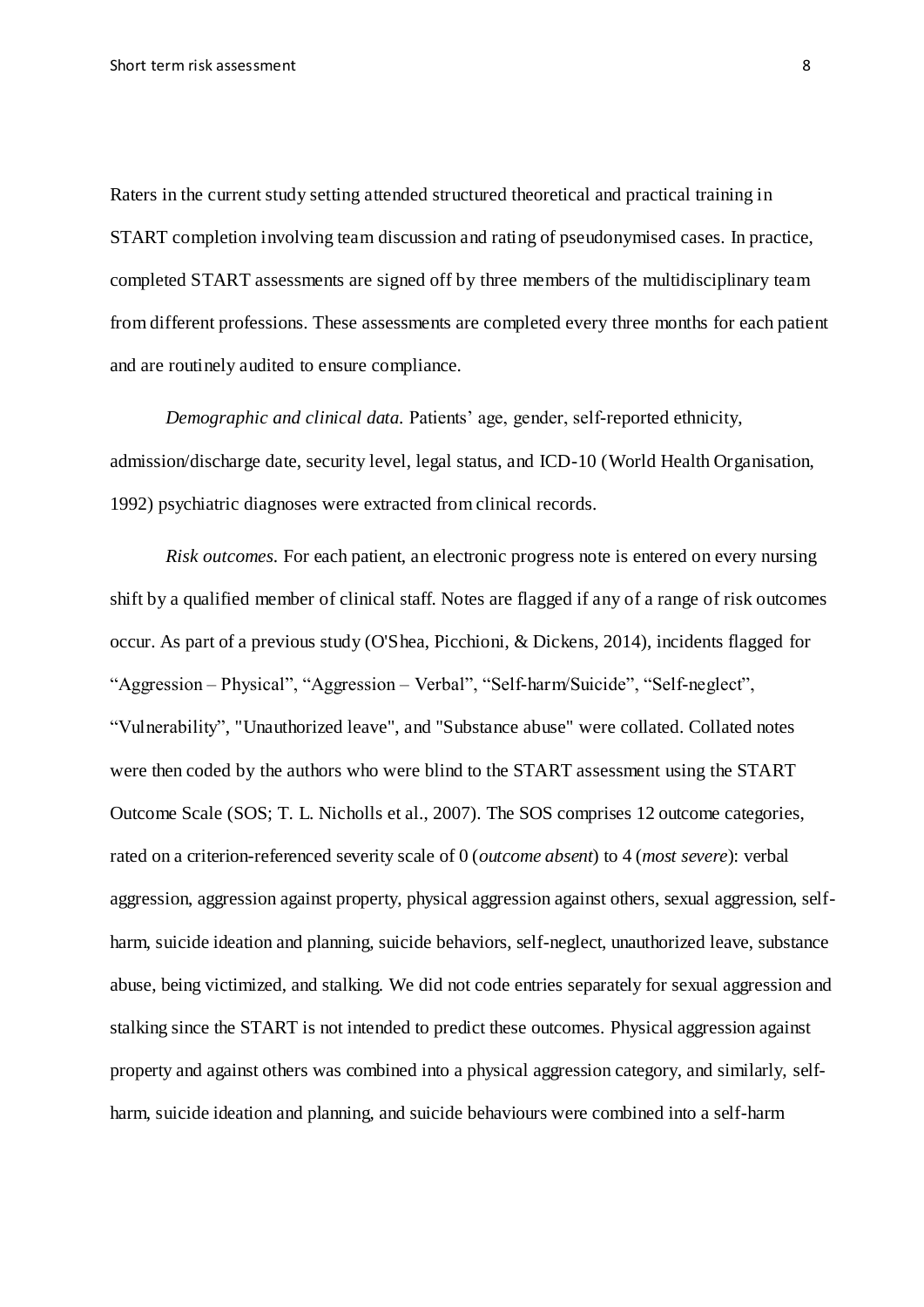Raters in the current study setting attended structured theoretical and practical training in START completion involving team discussion and rating of pseudonymised cases. In practice, completed START assessments are signed off by three members of the multidisciplinary team from different professions. These assessments are completed every three months for each patient and are routinely audited to ensure compliance.

*Demographic and clinical data.* Patients' age, gender, self-reported ethnicity, admission/discharge date, security level, legal status, and ICD-10 (World Health Organisation, 1992) psychiatric diagnoses were extracted from clinical records.

*Risk outcomes.* For each patient, an electronic progress note is entered on every nursing shift by a qualified member of clinical staff. Notes are flagged if any of a range of risk outcomes occur. As part of a previous study (O'Shea, Picchioni, & Dickens, 2014), incidents flagged for "Aggression – Physical", "Aggression – Verbal", "Self-harm/Suicide", "Self-neglect", "Vulnerability", "Unauthorized leave", and "Substance abuse" were collated. Collated notes were then coded by the authors who were blind to the START assessment using the START Outcome Scale (SOS; T. L. Nicholls et al., 2007). The SOS comprises 12 outcome categories, rated on a criterion-referenced severity scale of 0 (*outcome absent*) to 4 (*most severe*): verbal aggression, aggression against property, physical aggression against others, sexual aggression, self-harm, suicide ideation and planning, suicide behaviors, self-neglect, unauthorized leave, substance abuse, being victimized, and stalking. We did not code entries separately for sexual aggression and stalking since the START is not intended to predict these outcomes. Physical aggression against property and against others was combined into a physical aggression category, and similarly, self-harm, suicide ideation and planning, and suicide behaviours were combined into a self-harm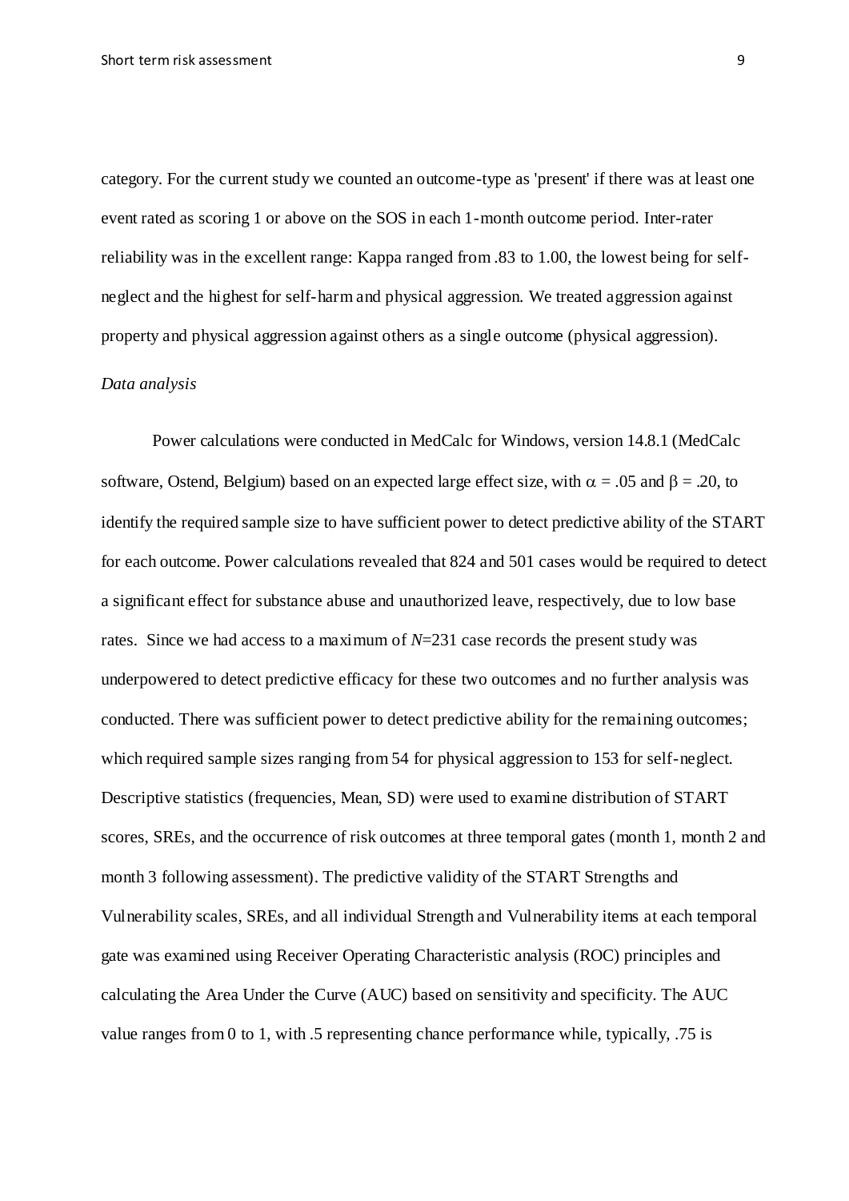category. For the current study we counted an outcome-type as 'present' if there was at least one event rated as scoring 1 or above on the SOS in each 1-month outcome period. Inter-rater reliability was in the excellent range: Kappa ranged from .83 to 1.00, the lowest being for self-neglect and the highest for self-harm and physical aggression. We treated aggression against property and physical aggression against others as a single outcome (physical aggression).

*Data analysis*

Power calculations were conducted in MedCalc for Windows, version 14.8.1 (MedCalc software, Ostend, Belgium) based on an expected large effect size, with $\alpha$ = .05 and $\beta$ = .20, to identify the required sample size to have sufficient power to detect predictive ability of the START for each outcome. Power calculations revealed that 824 and 501 cases would be required to detect a significant effect for substance abuse and unauthorized leave, respectively, due to low base rates. Since we had access to a maximum of $N$=231 case records the present study was underpowered to detect predictive efficacy for these two outcomes and no further analysis was conducted. There was sufficient power to detect predictive ability for the remaining outcomes; which required sample sizes ranging from 54 for physical aggression to 153 for self-neglect. Descriptive statistics (frequencies, Mean, SD) were used to examine distribution of START scores, SREs, and the occurrence of risk outcomes at three temporal gates (month 1, month 2 and month 3 following assessment). The predictive validity of the START Strengths and Vulnerability scales, SREs, and all individual Strength and Vulnerability items at each temporal gate was examined using Receiver Operating Characteristic analysis (ROC) principles and calculating the Area Under the Curve (AUC) based on sensitivity and specificity. The AUC value ranges from 0 to 1, with .5 representing chance performance while, typically, .75 is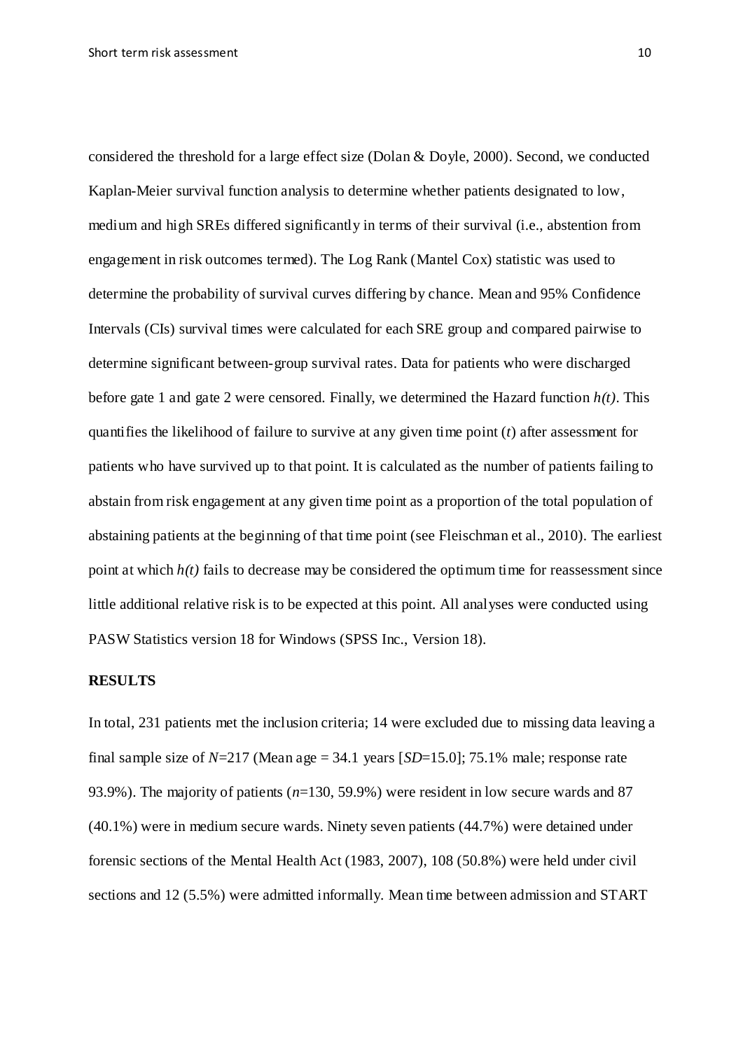considered the threshold for a large effect size (Dolan & Doyle, 2000). Second, we conducted Kaplan-Meier survival function analysis to determine whether patients designated to low, medium and high SREs differed significantly in terms of their survival (i.e., abstention from engagement in risk outcomes termed). The Log Rank (Mantel Cox) statistic was used to determine the probability of survival curves differing by chance. Mean and 95% Confidence Intervals (CIs) survival times were calculated for each SRE group and compared pairwise to determine significant between-group survival rates. Data for patients who were discharged before gate 1 and gate 2 were censored. Finally, we determined the Hazard function $h(t)$. This quantifies the likelihood of failure to survive at any given time point ($t$) after assessment for patients who have survived up to that point. It is calculated as the number of patients failing to abstain from risk engagement at any given time point as a proportion of the total population of abstaining patients at the beginning of that time point (see Fleischman et al., 2010). The earliest point at which $h(t)$ fails to decrease may be considered the optimum time for reassessment since little additional relative risk is to be expected at this point. All analyses were conducted using PASW Statistics version 18 for Windows (SPSS Inc., Version 18).

## RESULTS

In total, 231 patients met the inclusion criteria; 14 were excluded due to missing data leaving a final sample size of $N$=217 (Mean age = 34.1 years [$SD$=15.0]; 75.1% male; response rate 93.9%). The majority of patients ($n$=130, 59.9%) were resident in low secure wards and 87 (40.1%) were in medium secure wards. Ninety seven patients (44.7%) were detained under forensic sections of the Mental Health Act (1983, 2007), 108 (50.8%) were held under civil sections and 12 (5.5%) were admitted informally. Mean time between admission and START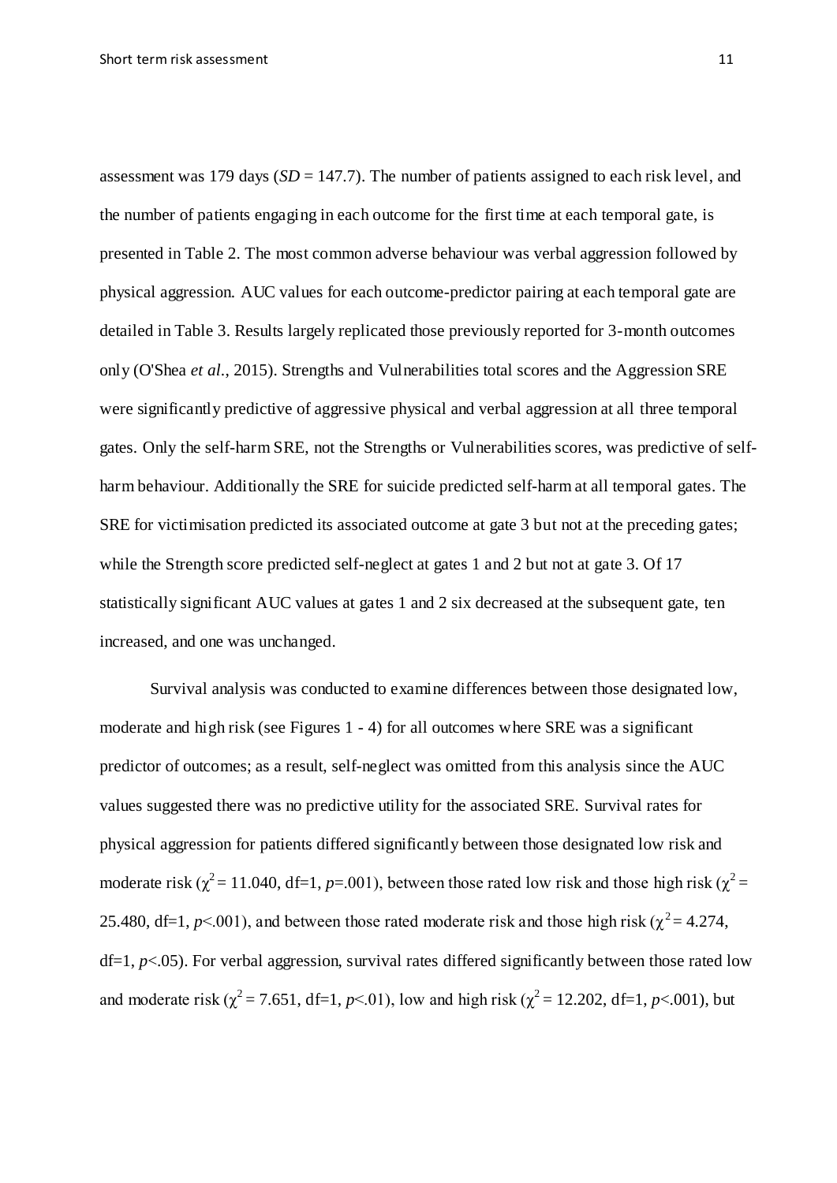assessment was 179 days (*SD* = 147.7). The number of patients assigned to each risk level, and the number of patients engaging in each outcome for the first time at each temporal gate, is presented in Table 2. The most common adverse behaviour was verbal aggression followed by physical aggression. AUC values for each outcome-predictor pairing at each temporal gate are detailed in Table 3. Results largely replicated those previously reported for 3-month outcomes only (O'Shea *et al.*, 2015). Strengths and Vulnerabilities total scores and the Aggression SRE were significantly predictive of aggressive physical and verbal aggression at all three temporal gates. Only the self-harm SRE, not the Strengths or Vulnerabilities scores, was predictive of self-harm behaviour. Additionally the SRE for suicide predicted self-harm at all temporal gates. The SRE for victimisation predicted its associated outcome at gate 3 but not at the preceding gates; while the Strength score predicted self-neglect at gates 1 and 2 but not at gate 3. Of 17 statistically significant AUC values at gates 1 and 2 six decreased at the subsequent gate, ten increased, and one was unchanged.

Survival analysis was conducted to examine differences between those designated low, moderate and high risk (see Figures 1 - 4) for all outcomes where SRE was a significant predictor of outcomes; as a result, self-neglect was omitted from this analysis since the AUC values suggested there was no predictive utility for the associated SRE. Survival rates for physical aggression for patients differed significantly between those designated low risk and moderate risk ($\chi^2$ = 11.040, df=1, *p*=.001), between those rated low risk and those high risk ($\chi^2$ = 25.480, df=1, *p*<.001), and between those rated moderate risk and those high risk ($\chi^2$ = 4.274, df=1, *p*<.05). For verbal aggression, survival rates differed significantly between those rated low and moderate risk ($\chi^2$ = 7.651, df=1, *p*<.01), low and high risk ($\chi^2$ = 12.202, df=1, *p*<.001), but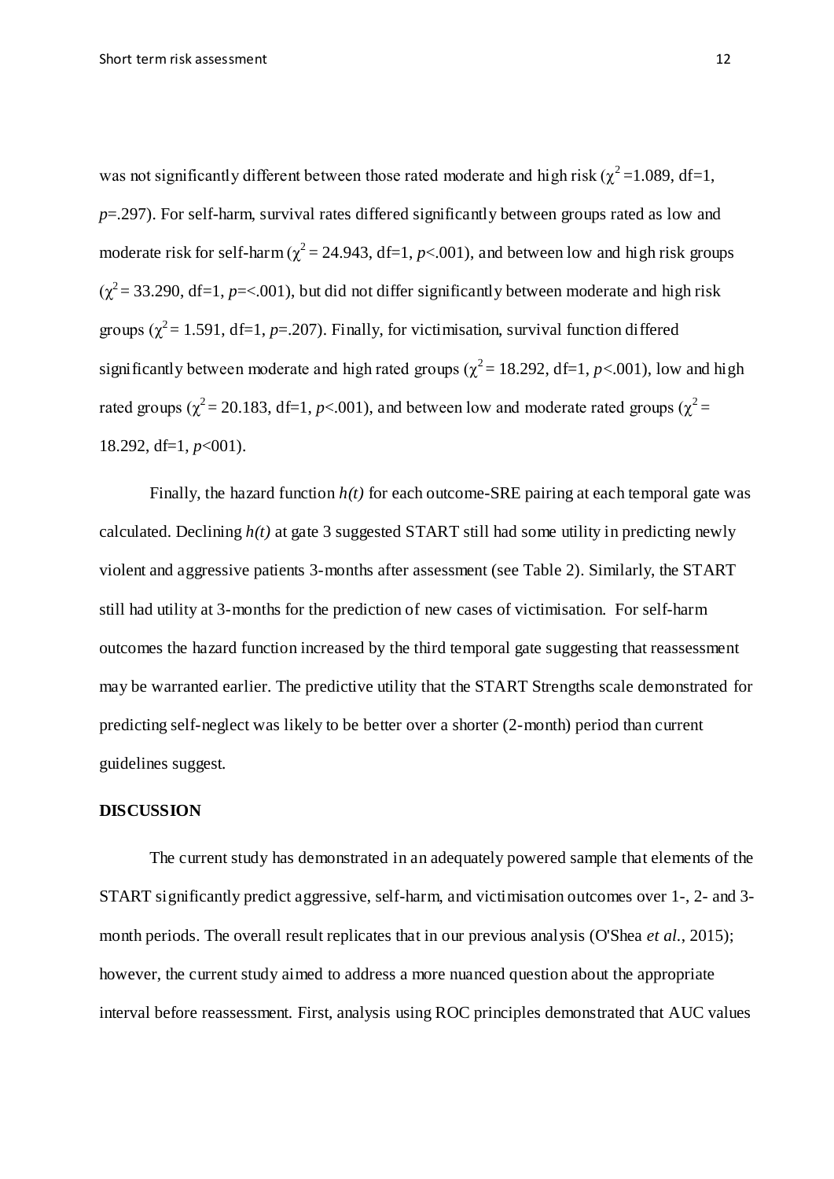was not significantly different between those rated moderate and high risk ($\chi^2$ =1.089, df=1, *p*=.297). For self-harm, survival rates differed significantly between groups rated as low and moderate risk for self-harm ($\chi^2$ = 24.943, df=1, *p*<.001), and between low and high risk groups ($\chi^2$ = 33.290, df=1, *p*=<.001), but did not differ significantly between moderate and high risk groups ($\chi^2$ = 1.591, df=1, *p*=.207). Finally, for victimisation, survival function differed significantly between moderate and high rated groups ($\chi^2$ = 18.292, df=1, *p*<.001), low and high rated groups ($\chi^2$ = 20.183, df=1, *p*<.001), and between low and moderate rated groups ($\chi^2$ = 18.292, df=1, *p*<001).

Finally, the hazard function *h(t)* for each outcome-SRE pairing at each temporal gate was calculated. Declining *h(t)* at gate 3 suggested START still had some utility in predicting newly violent and aggressive patients 3-months after assessment (see Table 2). Similarly, the START still had utility at 3-months for the prediction of new cases of victimisation. For self-harm outcomes the hazard function increased by the third temporal gate suggesting that reassessment may be warranted earlier. The predictive utility that the START Strengths scale demonstrated for predicting self-neglect was likely to be better over a shorter (2-month) period than current guidelines suggest.

## DISCUSSION

The current study has demonstrated in an adequately powered sample that elements of the START significantly predict aggressive, self-harm, and victimisation outcomes over 1-, 2- and 3-month periods. The overall result replicates that in our previous analysis (O'Shea *et al.*, 2015); however, the current study aimed to address a more nuanced question about the appropriate interval before reassessment. First, analysis using ROC principles demonstrated that AUC values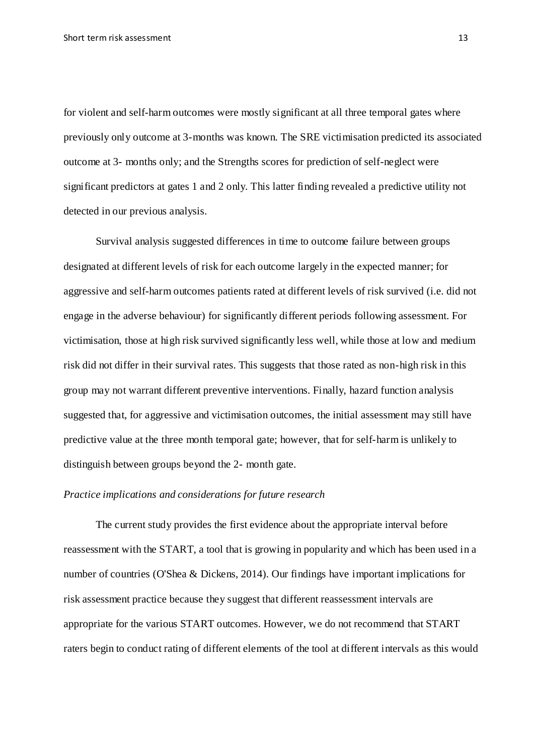for violent and self-harm outcomes were mostly significant at all three temporal gates where previously only outcome at 3-months was known. The SRE victimisation predicted its associated outcome at 3- months only; and the Strengths scores for prediction of self-neglect were significant predictors at gates 1 and 2 only. This latter finding revealed a predictive utility not detected in our previous analysis.

Survival analysis suggested differences in time to outcome failure between groups designated at different levels of risk for each outcome largely in the expected manner; for aggressive and self-harm outcomes patients rated at different levels of risk survived (i.e. did not engage in the adverse behaviour) for significantly different periods following assessment. For victimisation, those at high risk survived significantly less well, while those at low and medium risk did not differ in their survival rates. This suggests that those rated as non-high risk in this group may not warrant different preventive interventions. Finally, hazard function analysis suggested that, for aggressive and victimisation outcomes, the initial assessment may still have predictive value at the three month temporal gate; however, that for self-harm is unlikely to distinguish between groups beyond the 2- month gate.

*Practice implications and considerations for future research*

The current study provides the first evidence about the appropriate interval before reassessment with the START, a tool that is growing in popularity and which has been used in a number of countries (O'Shea & Dickens, 2014). Our findings have important implications for risk assessment practice because they suggest that different reassessment intervals are appropriate for the various START outcomes. However, we do not recommend that START raters begin to conduct rating of different elements of the tool at different intervals as this would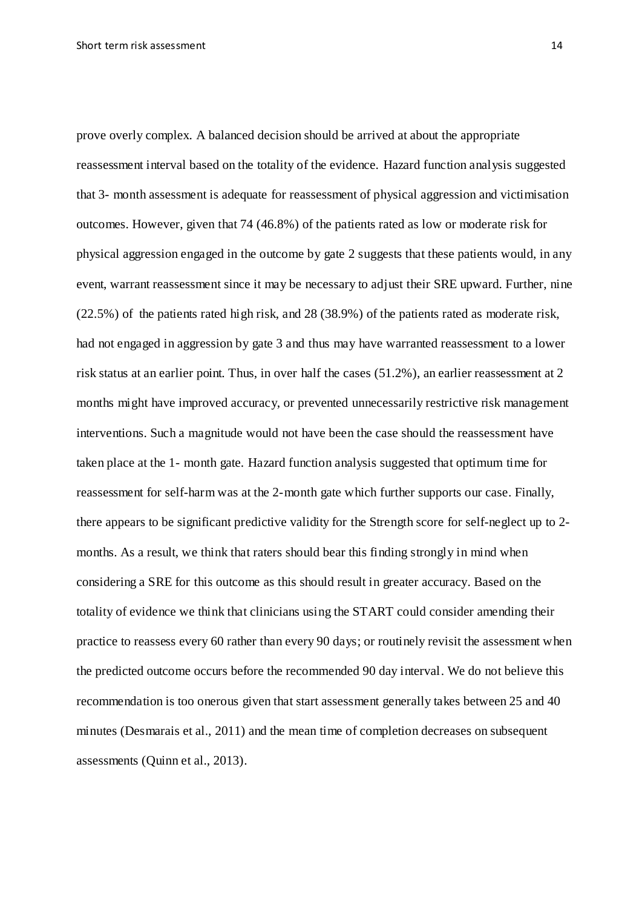prove overly complex. A balanced decision should be arrived at about the appropriate reassessment interval based on the totality of the evidence. Hazard function analysis suggested that 3- month assessment is adequate for reassessment of physical aggression and victimisation outcomes. However, given that 74 (46.8%) of the patients rated as low or moderate risk for physical aggression engaged in the outcome by gate 2 suggests that these patients would, in any event, warrant reassessment since it may be necessary to adjust their SRE upward. Further, nine (22.5%) of the patients rated high risk, and 28 (38.9%) of the patients rated as moderate risk, had not engaged in aggression by gate 3 and thus may have warranted reassessment to a lower risk status at an earlier point. Thus, in over half the cases (51.2%), an earlier reassessment at 2 months might have improved accuracy, or prevented unnecessarily restrictive risk management interventions. Such a magnitude would not have been the case should the reassessment have taken place at the 1- month gate. Hazard function analysis suggested that optimum time for reassessment for self-harm was at the 2-month gate which further supports our case. Finally, there appears to be significant predictive validity for the Strength score for self-neglect up to 2-months. As a result, we think that raters should bear this finding strongly in mind when considering a SRE for this outcome as this should result in greater accuracy. Based on the totality of evidence we think that clinicians using the START could consider amending their practice to reassess every 60 rather than every 90 days; or routinely revisit the assessment when the predicted outcome occurs before the recommended 90 day interval. We do not believe this recommendation is too onerous given that start assessment generally takes between 25 and 40 minutes (Desmarais et al., 2011) and the mean time of completion decreases on subsequent assessments (Quinn et al., 2013).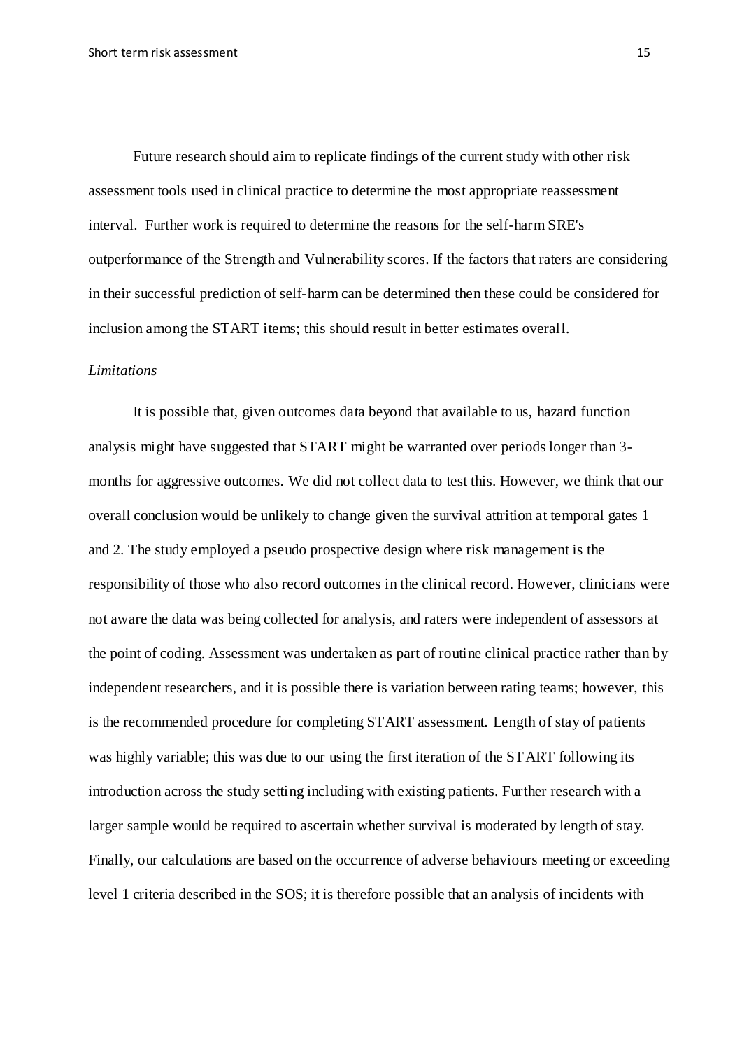Future research should aim to replicate findings of the current study with other risk assessment tools used in clinical practice to determine the most appropriate reassessment interval. Further work is required to determine the reasons for the self-harm SRE's outperformance of the Strength and Vulnerability scores. If the factors that raters are considering in their successful prediction of self-harm can be determined then these could be considered for inclusion among the START items; this should result in better estimates overall.

*Limitations*

It is possible that, given outcomes data beyond that available to us, hazard function analysis might have suggested that START might be warranted over periods longer than 3-months for aggressive outcomes. We did not collect data to test this. However, we think that our overall conclusion would be unlikely to change given the survival attrition at temporal gates 1 and 2. The study employed a pseudo prospective design where risk management is the responsibility of those who also record outcomes in the clinical record. However, clinicians were not aware the data was being collected for analysis, and raters were independent of assessors at the point of coding. Assessment was undertaken as part of routine clinical practice rather than by independent researchers, and it is possible there is variation between rating teams; however, this is the recommended procedure for completing START assessment. Length of stay of patients was highly variable; this was due to our using the first iteration of the START following its introduction across the study setting including with existing patients. Further research with a larger sample would be required to ascertain whether survival is moderated by length of stay. Finally, our calculations are based on the occurrence of adverse behaviours meeting or exceeding level 1 criteria described in the SOS; it is therefore possible that an analysis of incidents with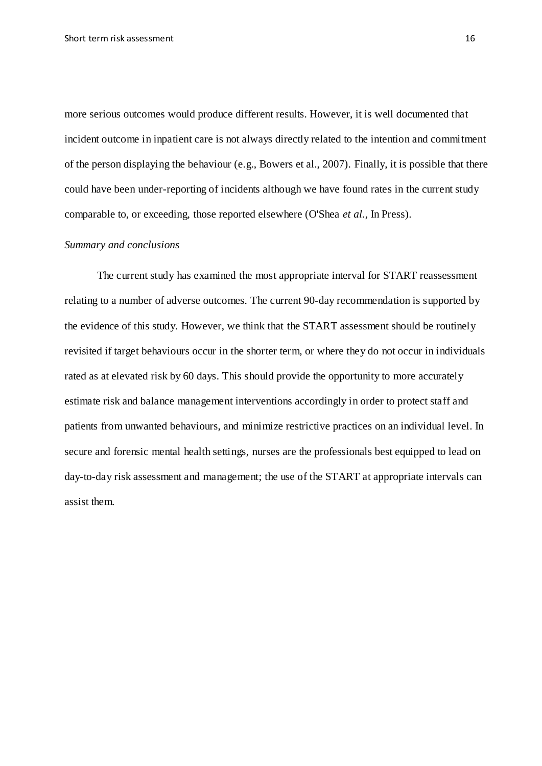more serious outcomes would produce different results. However, it is well documented that incident outcome in inpatient care is not always directly related to the intention and commitment of the person displaying the behaviour (e.g., Bowers et al., 2007). Finally, it is possible that there could have been under-reporting of incidents although we have found rates in the current study comparable to, or exceeding, those reported elsewhere (O'Shea *et al.*, In Press).

*Summary and conclusions*

The current study has examined the most appropriate interval for START reassessment relating to a number of adverse outcomes. The current 90-day recommendation is supported by the evidence of this study. However, we think that the START assessment should be routinely revisited if target behaviours occur in the shorter term, or where they do not occur in individuals rated as at elevated risk by 60 days. This should provide the opportunity to more accurately estimate risk and balance management interventions accordingly in order to protect staff and patients from unwanted behaviours, and minimize restrictive practices on an individual level. In secure and forensic mental health settings, nurses are the professionals best equipped to lead on day-to-day risk assessment and management; the use of the START at appropriate intervals can assist them.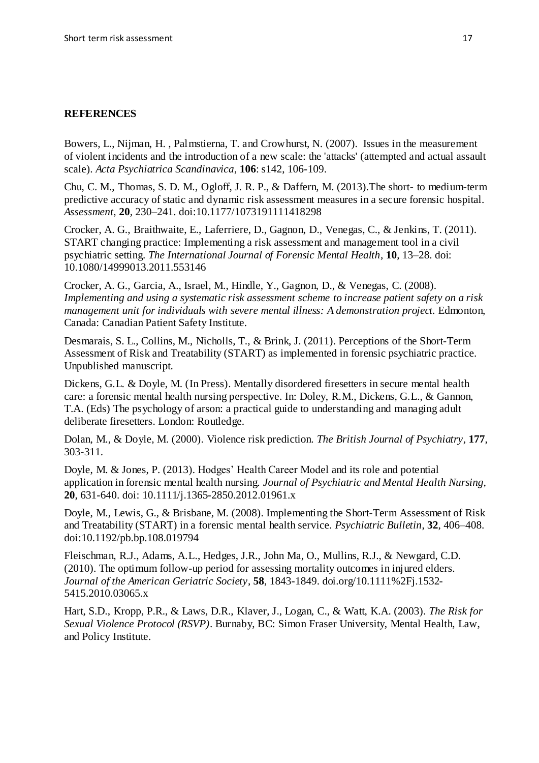**REFERENCES**

Bowers, L., Nijman, H. , Palmstierna, T. and Crowhurst, N. (2007). Issues in the measurement of violent incidents and the introduction of a new scale: the 'attacks' (attempted and actual assault scale). *Acta Psychiatrica Scandinavica*, **106**: s142, 106-109.

Chu, C. M., Thomas, S. D. M., Ogloff, J. R. P., & Daffern, M. (2013).The short- to medium-term predictive accuracy of static and dynamic risk assessment measures in a secure forensic hospital. *Assessment*, **20**, 230–241. doi:10.1177/1073191111418298

Crocker, A. G., Braithwaite, E., Laferriere, D., Gagnon, D., Venegas, C., & Jenkins, T. (2011). START changing practice: Implementing a risk assessment and management tool in a civil psychiatric setting. *The International Journal of Forensic Mental Health*, **10**, 13–28. doi: 10.1080/14999013.2011.553146

Crocker, A. G., Garcia, A., Israel, M., Hindle, Y., Gagnon, D., & Venegas, C. (2008). *Implementing and using a systematic risk assessment scheme to increase patient safety on a risk management unit for individuals with severe mental illness: A demonstration project.* Edmonton, Canada: Canadian Patient Safety Institute.

Desmarais, S. L., Collins, M., Nicholls, T., & Brink, J. (2011). Perceptions of the Short-Term Assessment of Risk and Treatability (START) as implemented in forensic psychiatric practice. Unpublished manuscript.

Dickens, G.L. & Doyle, M. (In Press). Mentally disordered firesetters in secure mental health care: a forensic mental health nursing perspective. In: Doley, R.M., Dickens, G.L., & Gannon, T.A. (Eds) The psychology of arson: a practical guide to understanding and managing adult deliberate firesetters. London: Routledge.

Dolan, M., & Doyle, M. (2000). Violence risk prediction. *The British Journal of Psychiatry*, **177**, 303-311.

Doyle, M. & Jones, P. (2013). Hodges' Health Career Model and its role and potential application in forensic mental health nursing. *Journal of Psychiatric and Mental Health Nursing*, **20**, 631-640. doi: 10.1111/j.1365-2850.2012.01961.x

Doyle, M., Lewis, G., & Brisbane, M. (2008). Implementing the Short-Term Assessment of Risk and Treatability (START) in a forensic mental health service. *Psychiatric Bulletin*, **32**, 406–408. doi:10.1192/pb.bp.108.019794

Fleischman, R.J., Adams, A.L., Hedges, J.R., John Ma, O., Mullins, R.J., & Newgard, C.D. (2010). The optimum follow-up period for assessing mortality outcomes in injured elders. *Journal of the American Geriatric Society*, **58**, 1843-1849. doi.org/10.1111%2Fj.1532-5415.2010.03065.x

Hart, S.D., Kropp, P.R., & Laws, D.R., Klaver, J., Logan, C., & Watt, K.A. (2003). *The Risk for Sexual Violence Protocol (RSVP)*. Burnaby, BC: Simon Fraser University, Mental Health, Law, and Policy Institute.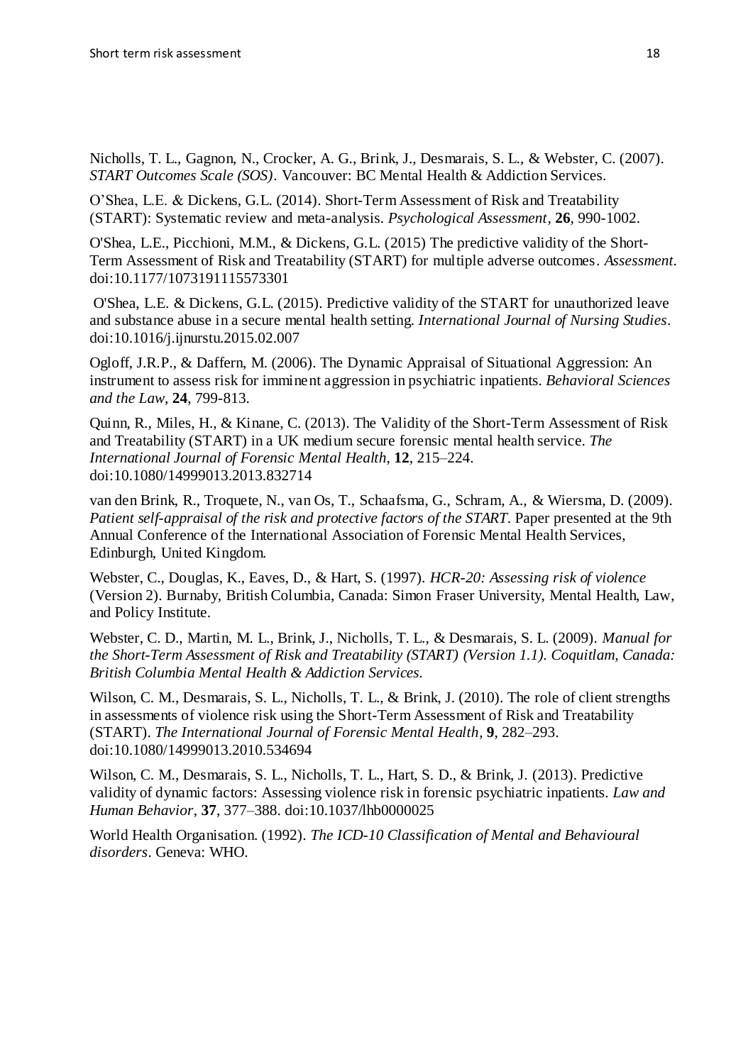Nicholls, T. L., Gagnon, N., Crocker, A. G., Brink, J., Desmarais, S. L., & Webster, C. (2007). *START Outcomes Scale (SOS)*. Vancouver: BC Mental Health & Addiction Services.

O'Shea, L.E. & Dickens, G.L. (2014). Short-Term Assessment of Risk and Treatability (START): Systematic review and meta-analysis. *Psychological Assessment*, **26**, 990-1002.

O'Shea, L.E., Picchioni, M.M., & Dickens, G.L. (2015) The predictive validity of the Short-Term Assessment of Risk and Treatability (START) for multiple adverse outcomes. *Assessment*. doi:10.1177/1073191115573301

O'Shea, L.E. & Dickens, G.L. (2015). Predictive validity of the START for unauthorized leave and substance abuse in a secure mental health setting. *International Journal of Nursing Studies*. doi:10.1016/j.ijnurstu.2015.02.007

Ogloff, J.R.P., & Daffern, M. (2006). The Dynamic Appraisal of Situational Aggression: An instrument to assess risk for imminent aggression in psychiatric inpatients. *Behavioral Sciences and the Law*, **24**, 799-813.

Quinn, R., Miles, H., & Kinane, C. (2013). The Validity of the Short-Term Assessment of Risk and Treatability (START) in a UK medium secure forensic mental health service. *The International Journal of Forensic Mental Health*, **12**, 215–224. doi:10.1080/14999013.2013.832714

van den Brink, R., Troquete, N., van Os, T., Schaafsma, G., Schram, A., & Wiersma, D. (2009). *Patient self-appraisal of the risk and protective factors of the START*. Paper presented at the 9th Annual Conference of the International Association of Forensic Mental Health Services, Edinburgh, United Kingdom.

Webster, C., Douglas, K., Eaves, D., & Hart, S. (1997). *HCR-20: Assessing risk of violence* (Version 2). Burnaby, British Columbia, Canada: Simon Fraser University, Mental Health, Law, and Policy Institute.

Webster, C. D., Martin, M. L., Brink, J., Nicholls, T. L., & Desmarais, S. L. (2009). *Manual for the Short-Term Assessment of Risk and Treatability (START) (Version 1.1). Coquitlam, Canada: British Columbia Mental Health & Addiction Services.*

Wilson, C. M., Desmarais, S. L., Nicholls, T. L., & Brink, J. (2010). The role of client strengths in assessments of violence risk using the Short-Term Assessment of Risk and Treatability (START). *The International Journal of Forensic Mental Health*, **9**, 282–293. doi:10.1080/14999013.2010.534694

Wilson, C. M., Desmarais, S. L., Nicholls, T. L., Hart, S. D., & Brink, J. (2013). Predictive validity of dynamic factors: Assessing violence risk in forensic psychiatric inpatients. *Law and Human Behavior*, **37**, 377–388. doi:10.1037/lhb0000025

World Health Organisation. (1992). *The ICD-10 Classification of Mental and Behavioural disorders*. Geneva: WHO.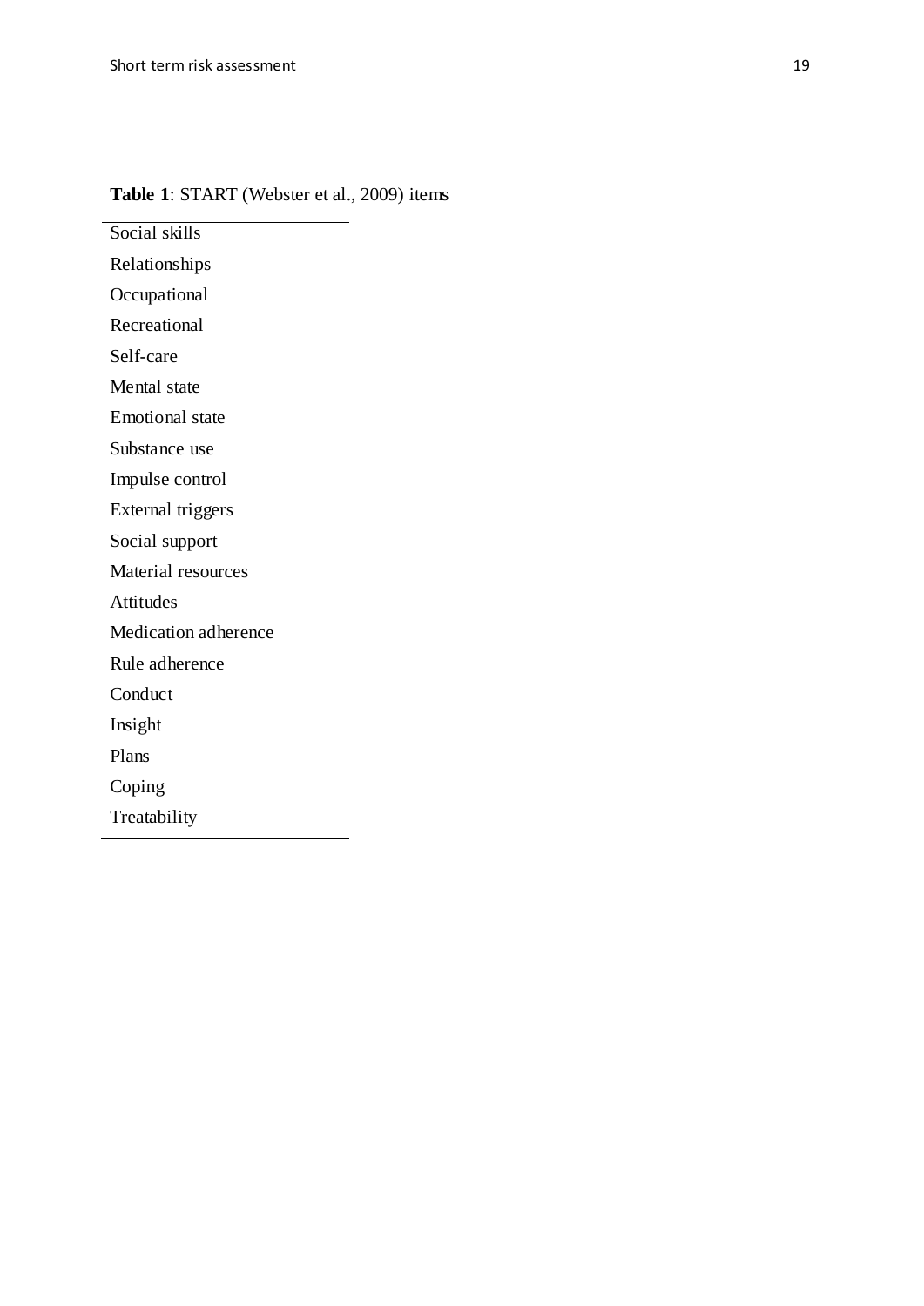**Table 1**: START (Webster et al., 2009) items

| |
|---|
| Social skills |
| Relationships |
| Occupational |
| Recreational |
| Self-care |
| Mental state |
| Emotional state |
| Substance use |
| Impulse control |
| External triggers |
| Social support |
| Material resources |
| Attitudes |
| Medication adherence |
| Rule adherence |
| Conduct |
| Insight |
| Plans |
| Coping |
| Treatability |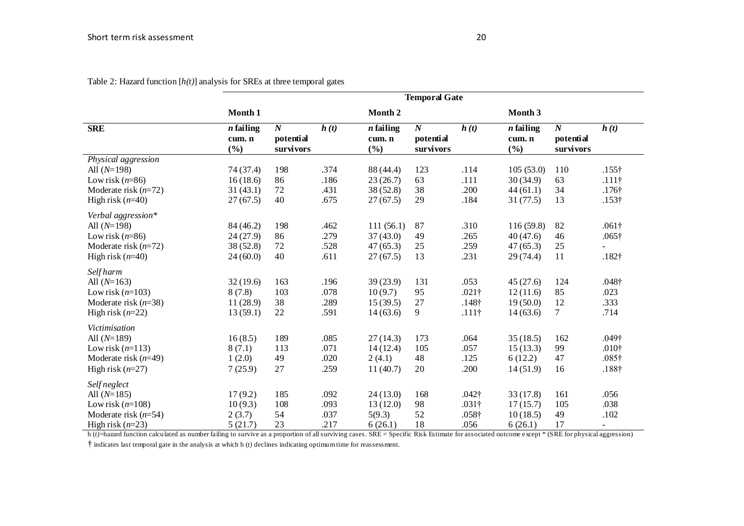Table 2: Hazard function [$h(t)$] analysis for SREs at three temporal gates

| | Temporal Gate | | | | | | | | |
|---|---|---|---|---|---|---|---|---|---|
| | Month 1 | | | Month 2 | | | Month 3 | | |
| SRE | *n* failing cum. n (%) | *N* potential survivors | *h (t)* | *n* failing cum. n (%) | *N* potential survivors | *h (t)* | *n* failing cum. n (%) | *N* potential survivors | *h (t)* |
| *Physical aggression* | | | | | | | | | |
| All (*N*=198) | 74 (37.4) | 198 | .374 | 88 (44.4) | 123 | .114 | 105 (53.0) | 110 | .155† |
| Low risk (*n*=86) | 16 (18.6) | 86 | .186 | 23 (26.7) | 63 | .111 | 30 (34.9) | 63 | .111† |
| Moderate risk (*n*=72) | 31 (43.1) | 72 | .431 | 38 (52.8) | 38 | .200 | 44 (61.1) | 34 | .176† |
| High risk (*n*=40) | 27 (67.5) | 40 | .675 | 27 (67.5) | 29 | .184 | 31 (77.5) | 13 | .153† |
| *Verbal aggression** | | | | | | | | | |
| All (*N*=198) | 84 (46.2) | 198 | .462 | 111 (56.1) | 87 | .310 | 116 (59.8) | 82 | .061† |
| Low risk (*n*=86) | 24 (27.9) | 86 | .279 | 37 (43.0) | 49 | .265 | 40 (47.6) | 46 | .065† |
| Moderate risk (*n*=72) | 38 (52.8) | 72 | .528 | 47 (65.3) | 25 | .259 | 47 (65.3) | 25 | - |
| High risk (*n*=40) | 24 (60.0) | 40 | .611 | 27 (67.5) | 13 | .231 | 29 (74.4) | 11 | .182† |
| *Self harm* | | | | | | | | | |
| All (*N*=163) | 32 (19.6) | 163 | .196 | 39 (23.9) | 131 | .053 | 45 (27.6) | 124 | .048† |
| Low risk (*n*=103) | 8 (7.8) | 103 | .078 | 10 (9.7) | 95 | .021† | 12 (11.6) | 85 | .023 |
| Moderate risk (*n*=38) | 11 (28.9) | 38 | .289 | 15 (39.5) | 27 | .148† | 19 (50.0) | 12 | .333 |
| High risk (*n*=22) | 13 (59.1) | 22 | .591 | 14 (63.6) | 9 | .111† | 14 (63.6) | 7 | .714 |
| *Victimisation* | | | | | | | | | |
| All (*N*=189) | 16 (8.5) | 189 | .085 | 27 (14.3) | 173 | .064 | 35 (18.5) | 162 | .049† |
| Low risk (*n*=113) | 8 (7.1) | 113 | .071 | 14 (12.4) | 105 | .057 | 15 (13.3) | 99 | .010† |
| Moderate risk (*n*=49) | 1 (2.0) | 49 | .020 | 2 (4.1) | 48 | .125 | 6 (12.2) | 47 | .085† |
| High risk (*n*=27) | 7 (25.9) | 27 | .259 | 11 (40.7) | 20 | .200 | 14 (51.9) | 16 | .188† |
| *Self neglect* | | | | | | | | | |
| All (*N*=185) | 17 (9.2) | 185 | .092 | 24 (13.0) | 168 | .042† | 33 (17.8) | 161 | .056 |
| Low risk (*n*=108) | 10 (9.3) | 108 | .093 | 13 (12.0) | 98 | .031† | 17 (15.7) | 105 | .038 |
| Moderate risk (*n*=54) | 2 (3.7) | 54 | .037 | 5(9.3) | 52 | .058† | 10 (18.5) | 49 | .102 |
| High risk (*n*=23) | 5 (21.7) | 23 | .217 | 6 (26.1) | 18 | .056 | 6 (26.1) | 17 | - |

h (*t*)=hazard function calculated as number failing to survive as a proportion of all surviving cases. SRE = Specific Risk Estimate for associated outcome except * (SRE for physical aggression)

† indicates last temporal gate in the analysis at which h (*t*) declines indicating optimum time for reassessment.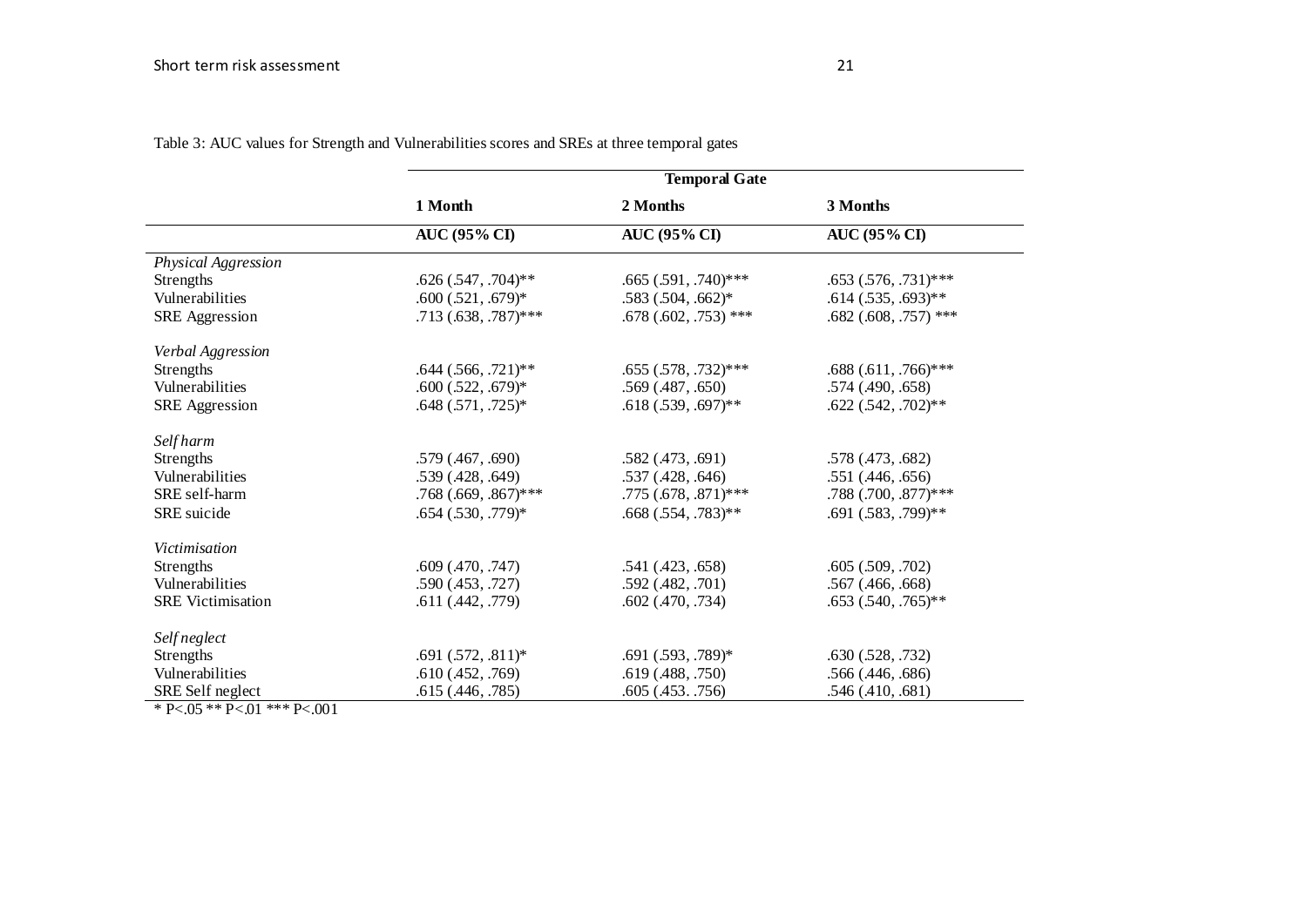Table 3: AUC values for Strength and Vulnerabilities scores and SREs at three temporal gates

| | Temporal Gate | | |
|---|---|---|---|
| | **1 Month** | **2 Months** | **3 Months** |
| | **AUC (95% CI)** | **AUC (95% CI)** | **AUC (95% CI)** |
| *Physical Aggression* | | | |
| Strengths | .626 (.547, .704)** | .665 (.591, .740)*** | .653 (.576, .731)*** |
| Vulnerabilities | .600 (.521, .679)* | .583 (.504, .662)* | .614 (.535, .693)** |
| SRE Aggression | .713 (.638, .787)*** | .678 (.602, .753) *** | .682 (.608, .757) *** |
| *Verbal Aggression* | | | |
| Strengths | .644 (.566, .721)** | .655 (.578, .732)*** | .688 (.611, .766)*** |
| Vulnerabilities | .600 (.522, .679)* | .569 (.487, .650) | .574 (.490, .658) |
| SRE Aggression | .648 (.571, .725)* | .618 (.539, .697)** | .622 (.542, .702)** |
| *Self harm* | | | |
| Strengths | .579 (.467, .690) | .582 (.473, .691) | .578 (.473, .682) |
| Vulnerabilities | .539 (.428, .649) | .537 (.428, .646) | .551 (.446, .656) |
| SRE self-harm | .768 (.669, .867)*** | .775 (.678, .871)*** | .788 (.700, .877)*** |
| SRE suicide | .654 (.530, .779)* | .668 (.554, .783)** | .691 (.583, .799)** |
| *Victimisation* | | | |
| Strengths | .609 (.470, .747) | .541 (.423, .658) | .605 (.509, .702) |
| Vulnerabilities | .590 (.453, .727) | .592 (.482, .701) | .567 (.466, .668) |
| SRE Victimisation | .611 (.442, .779) | .602 (.470, .734) | .653 (.540, .765)** |
| *Self neglect* | | | |
| Strengths | .691 (.572, .811)* | .691 (.593, .789)* | .630 (.528, .732) |
| Vulnerabilities | .610 (.452, .769) | .619 (.488, .750) | .566 (.446, .686) |
| SRE Self neglect | .615 (.446, .785) | .605 (.453. .756) | .546 (.410, .681) |

* P<.05 ** P<.01 *** P<.001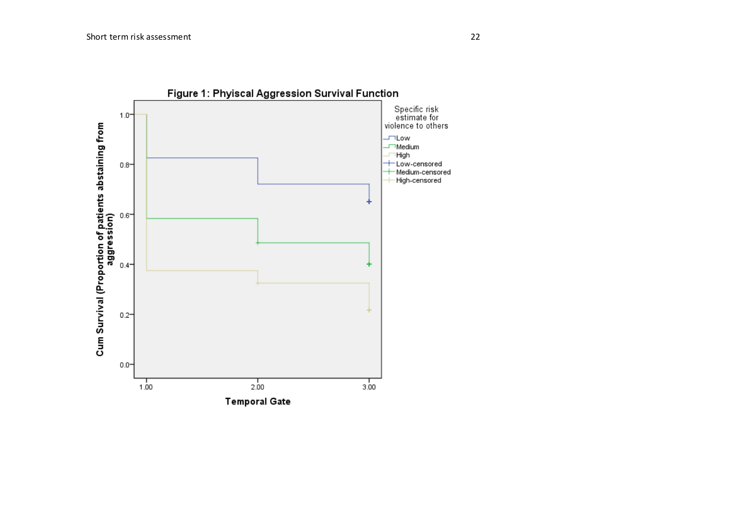**Figure 1: Phyiscal Aggression Survival Function**

Cum Survival (Proportion of patients abstaining from aggression)

1.0
0.8
0.6
0.4
0.2
0.0

1.00 2.00 3.00

**Temporal Gate**

Specific risk estimate for violence to others

- Low
- Medium
- High
- Low-censored
- Medium-censored
- High-censored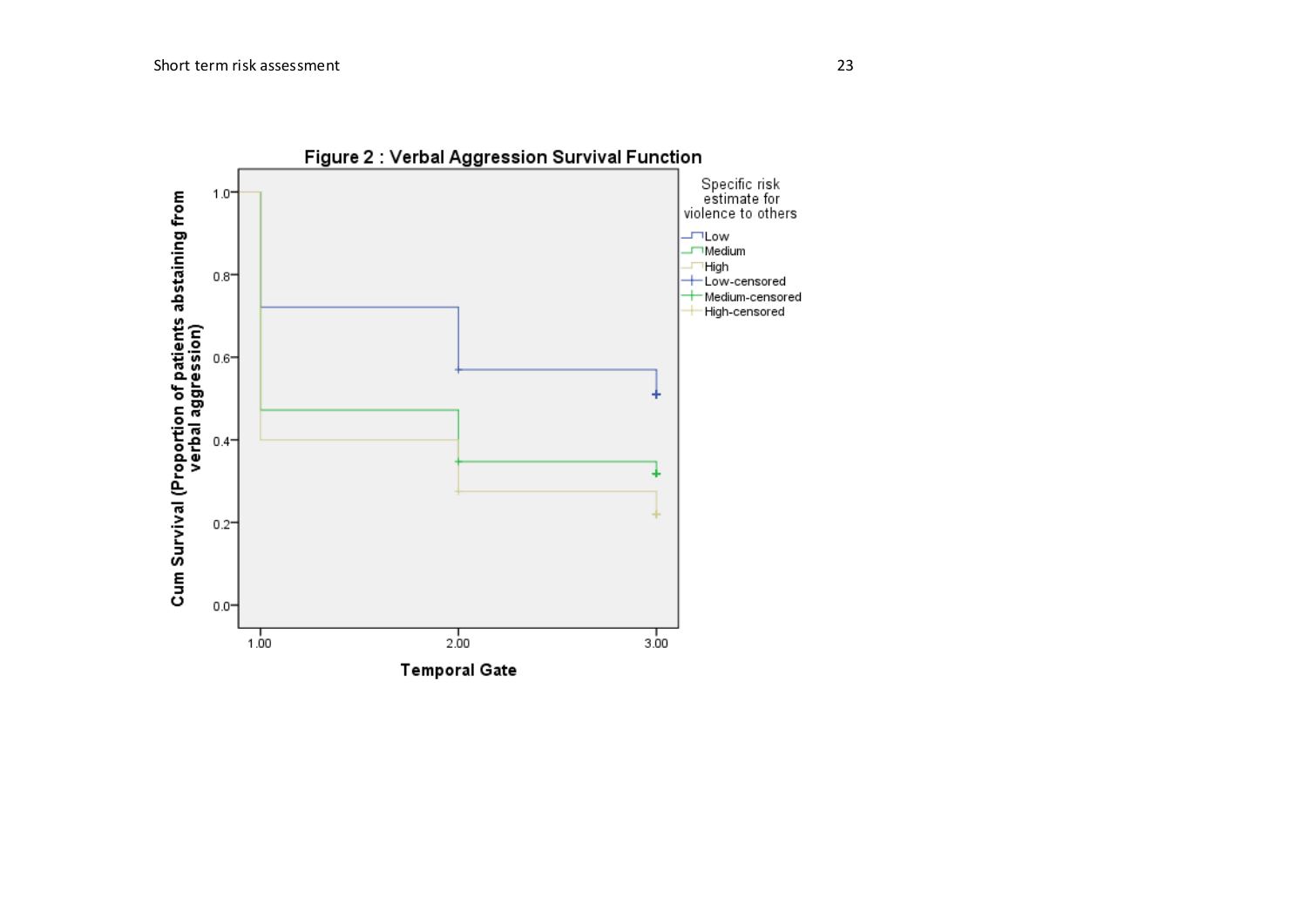**Figure 2 : Verbal Aggression Survival Function**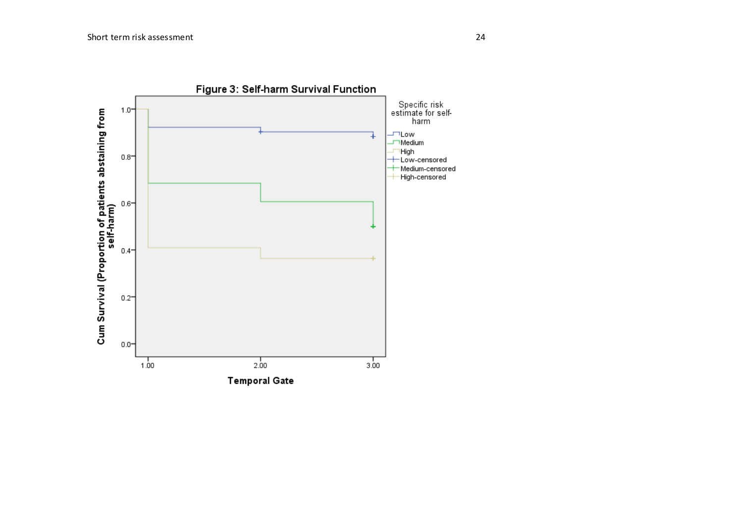**Figure 3: Self-harm Survival Function**

Cum Survival (Proportion of patients abstaining from self-harm)

1.0
0.8
0.6
0.4
0.2
0.0

1.00 2.00 3.00

**Temporal Gate**

Specific risk estimate for self-harm

- Low
- Medium
- High
- Low-censored
- Medium-censored
- High-censored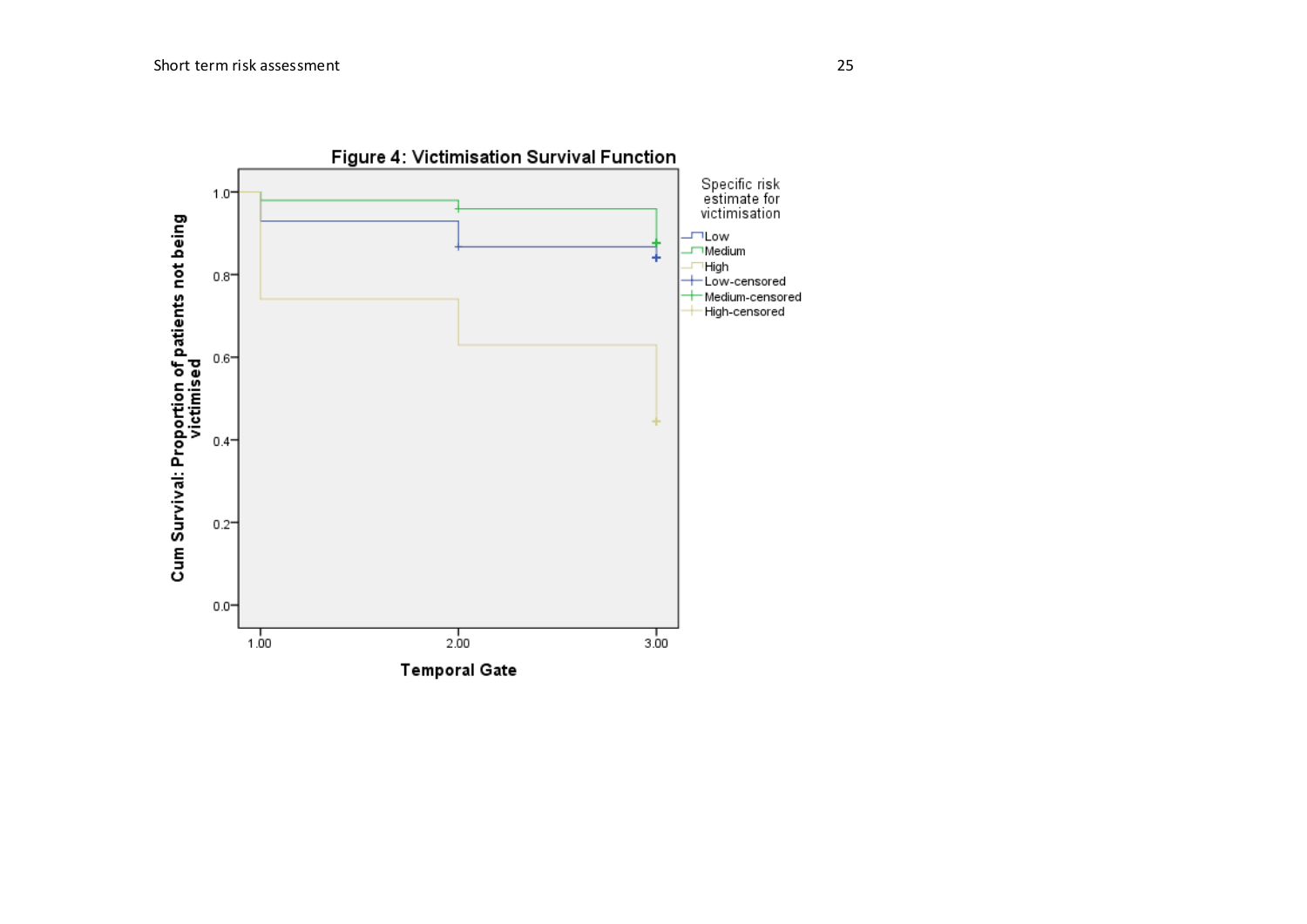Figure 4: Victimisation Survival Function

Cum Survival: Proportion of patients not being victimised

1.0
0.8
0.6
0.4
0.2
0.0

1.00
2.00
3.00

Temporal Gate

Specific risk estimate for victimisation

Low
Medium
High
Low-censored
Medium-censored
High-censored